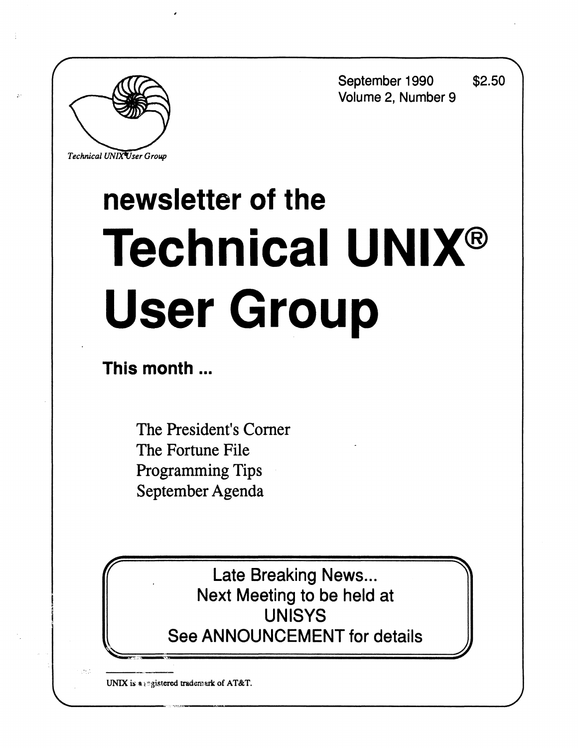September 1990 $2.50
Volume 2, Number 9

*Technical UNIX User Group*

# newsletter of the Technical UNIX® User Group

**This month ...**

The President's Corner
The Fortune File
Programming Tips
September Agenda

> Late Breaking News...
> Next Meeting to be held at
> UNISYS
> See ANNOUNCEMENT for details

UNIX is a registered trademark of AT&T.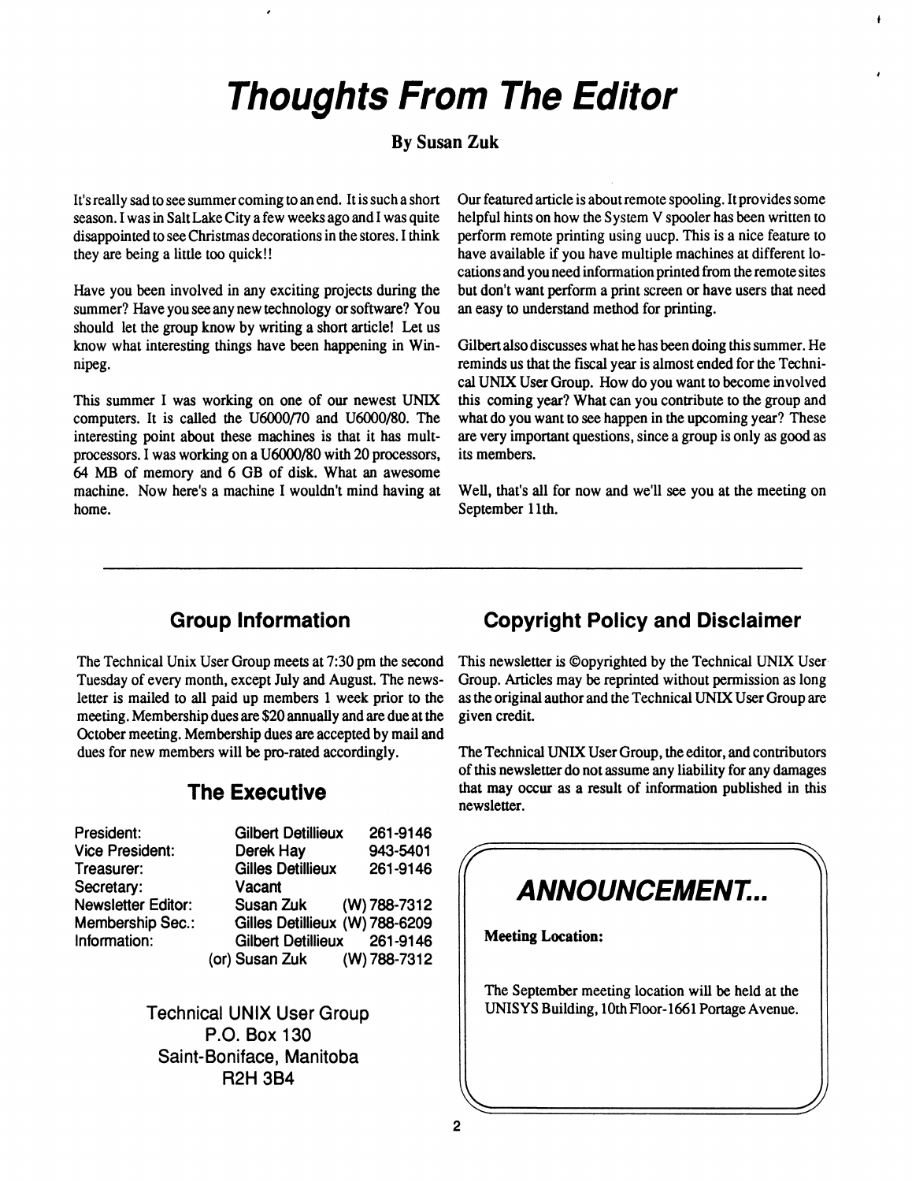# Thoughts From The Editor

**By Susan Zuk**

It's really sad to see summer coming to an end. It is such a short season. I was in Salt Lake City a few weeks ago and I was quite disappointed to see Christmas decorations in the stores. I think they are being a little too quick!!

Have you been involved in any exciting projects during the summer? Have you see any new technology or software? You should let the group know by writing a short article! Let us know what interesting things have been happening in Winnipeg.

This summer I was working on one of our newest UNIX computers. It is called the U6000/70 and U6000/80. The interesting point about these machines is that it has mult-processors. I was working on a U6000/80 with 20 processors, 64 MB of memory and 6 GB of disk. What an awesome machine. Now here's a machine I wouldn't mind having at home.

Our featured article is about remote spooling. It provides some helpful hints on how the System V spooler has been written to perform remote printing using uucp. This is a nice feature to have available if you have multiple machines at different locations and you need information printed from the remote sites but don't want perform a print screen or have users that need an easy to understand method for printing.

Gilbert also discusses what he has been doing this summer. He reminds us that the fiscal year is almost ended for the Technical UNIX User Group. How do you want to become involved this coming year? What can you contribute to the group and what do you want to see happen in the upcoming year? These are very important questions, since a group is only as good as its members.

Well, that's all for now and we'll see you at the meeting on September 11th.

---

## Group Information

The Technical Unix User Group meets at 7:30 pm the second Tuesday of every month, except July and August. The newsletter is mailed to all paid up members 1 week prior to the meeting. Membership dues are $20 annually and are due at the October meeting. Membership dues are accepted by mail and dues for new members will be pro-rated accordingly.

## The Executive

| | | |
|---|---|---|
| President: | Gilbert Detillieux | 261-9146 |
| Vice President: | Derek Hay | 943-5401 |
| Treasurer: | Gilles Detillieux | 261-9146 |
| Secretary: | Vacant | |
| Newsletter Editor: | Susan Zuk | (W) 788-7312 |
| Membership Sec.: | Gilles Detillieux | (W) 788-6209 |
| Information: | Gilbert Detillieux | 261-9146 |
| | (or) Susan Zuk | (W) 788-7312 |

Technical UNIX User Group
P.O. Box 130
Saint-Boniface, Manitoba
R2H 3B4

## Copyright Policy and Disclaimer

This newsletter is ©opyrighted by the Technical UNIX User Group. Articles may be reprinted without permission as long as the original author and the Technical UNIX User Group are given credit.

The Technical UNIX User Group, the editor, and contributors of this newsletter do not assume any liability for any damages that may occur as a result of information published in this newsletter.

## *ANNOUNCEMENT...*

**Meeting Location:**

The September meeting location will be held at the UNISYS Building, 10th Floor-1661 Portage Avenue.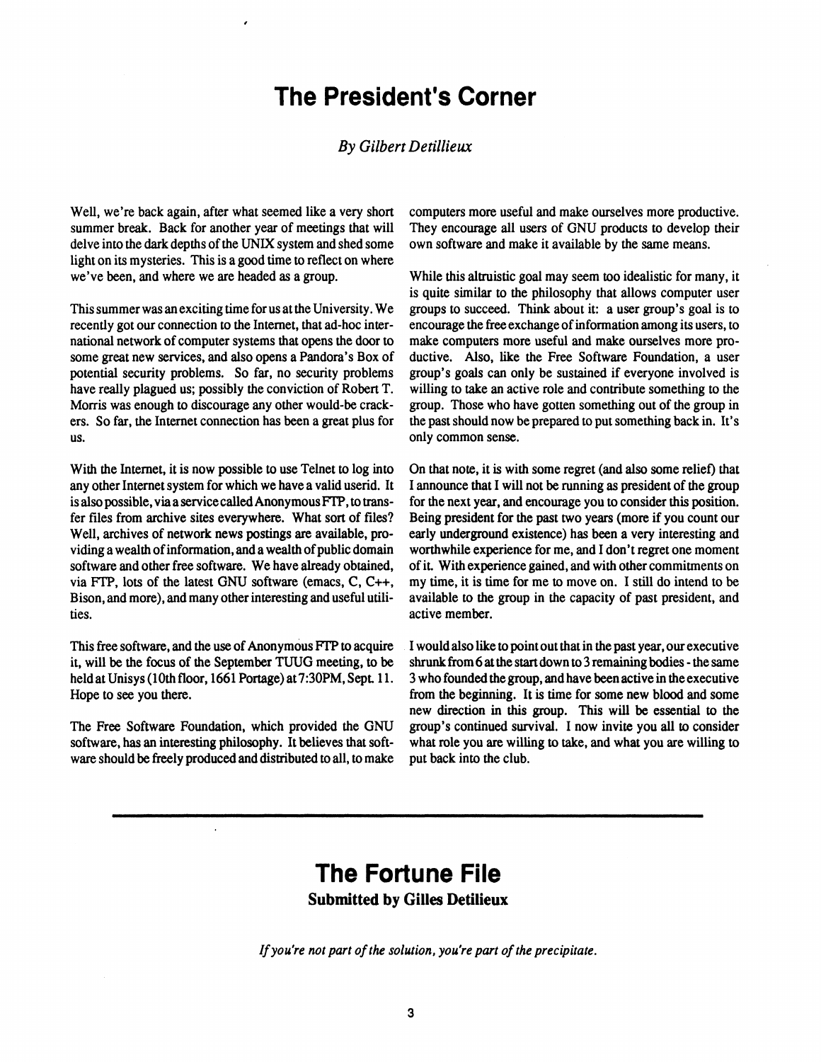# The President's Corner

*By Gilbert Detillieux*

Well, we're back again, after what seemed like a very short summer break. Back for another year of meetings that will delve into the dark depths of the UNIX system and shed some light on its mysteries. This is a good time to reflect on where we've been, and where we are headed as a group.

This summer was an exciting time for us at the University. We recently got our connection to the Internet, that ad-hoc international network of computer systems that opens the door to some great new services, and also opens a Pandora's Box of potential security problems. So far, no security problems have really plagued us; possibly the conviction of Robert T. Morris was enough to discourage any other would-be crackers. So far, the Internet connection has been a great plus for us.

With the Internet, it is now possible to use Telnet to log into any other Internet system for which we have a valid userid. It is also possible, via a service called Anonymous FTP, to transfer files from archive sites everywhere. What sort of files? Well, archives of network news postings are available, providing a wealth of information, and a wealth of public domain software and other free software. We have already obtained, via FTP, lots of the latest GNU software (emacs, C, C++, Bison, and more), and many other interesting and useful utilities.

This free software, and the use of Anonymous FTP to acquire it, will be the focus of the September TUUG meeting, to be held at Unisys (10th floor, 1661 Portage) at 7:30PM, Sept. 11. Hope to see you there.

The Free Software Foundation, which provided the GNU software, has an interesting philosophy. It believes that software should be freely produced and distributed to all, to make computers more useful and make ourselves more productive. They encourage all users of GNU products to develop their own software and make it available by the same means.

While this altruistic goal may seem too idealistic for many, it is quite similar to the philosophy that allows computer user groups to succeed. Think about it: a user group's goal is to encourage the free exchange of information among its users, to make computers more useful and make ourselves more productive. Also, like the Free Software Foundation, a user group's goals can only be sustained if everyone involved is willing to take an active role and contribute something to the group. Those who have gotten something out of the group in the past should now be prepared to put something back in. It's only common sense.

On that note, it is with some regret (and also some relief) that I announce that I will not be running as president of the group for the next year, and encourage you to consider this position. Being president for the past two years (more if you count our early underground existence) has been a very interesting and worthwhile experience for me, and I don't regret one moment of it. With experience gained, and with other commitments on my time, it is time for me to move on. I still do intend to be available to the group in the capacity of past president, and active member.

I would also like to point out that in the past year, our executive shrunk from 6 at the start down to 3 remaining bodies - the same 3 who founded the group, and have been active in the executive from the beginning. It is time for some new blood and some new direction in this group. This will be essential to the group's continued survival. I now invite you all to consider what role you are willing to take, and what you are willing to put back into the club.

---

# The Fortune File

**Submitted by Gilles Detilieux**

*If you're not part of the solution, you're part of the precipitate.*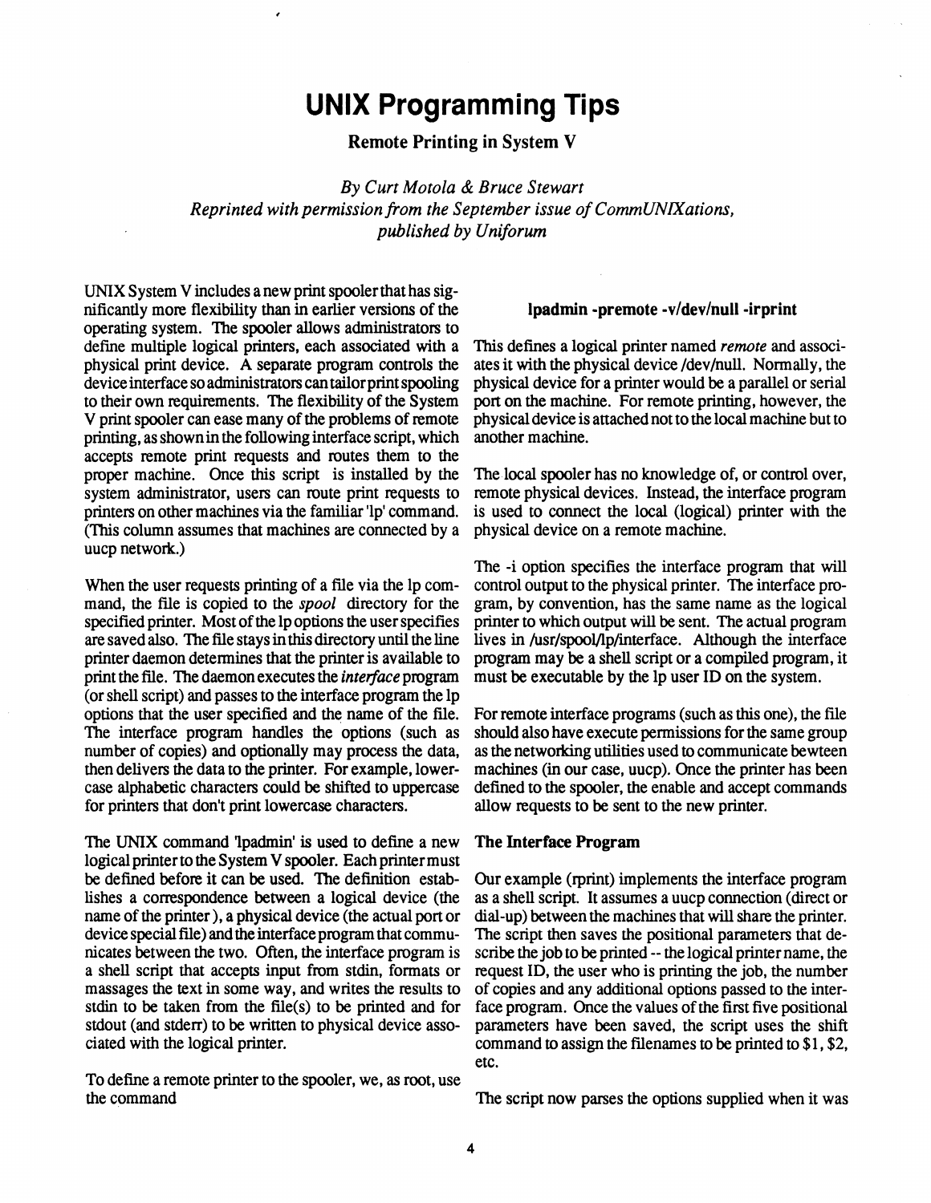# UNIX Programming Tips

**Remote Printing in System V**

*By Curt Motola & Bruce Stewart*
*Reprinted with permission from the September issue of CommUNIXations, published by Uniforum*

UNIX System V includes a new print spooler that has significantly more flexibility than in earlier versions of the operating system. The spooler allows administrators to define multiple logical printers, each associated with a physical print device. A separate program controls the device interface so administrators can tailor print spooling to their own requirements. The flexibility of the System V print spooler can ease many of the problems of remote printing, as shown in the following interface script, which accepts remote print requests and routes them to the proper machine. Once this script is installed by the system administrator, users can route print requests to printers on other machines via the familiar 'lp' command. (This column assumes that machines are connected by a uucp network.)

When the user requests printing of a file via the lp command, the file is copied to the *spool* directory for the specified printer. Most of the lp options the user specifies are saved also. The file stays in this directory until the line printer daemon determines that the printer is available to print the file. The daemon executes the *interface* program (or shell script) and passes to the interface program the lp options that the user specified and the name of the file. The interface program handles the options (such as number of copies) and optionally may process the data, then delivers the data to the printer. For example, lowercase alphabetic characters could be shifted to uppercase for printers that don't print lowercase characters.

The UNIX command 'lpadmin' is used to define a new logical printer to the System V spooler. Each printer must be defined before it can be used. The definition establishes a correspondence between a logical device (the name of the printer), a physical device (the actual port or device special file) and the interface program that communicates between the two. Often, the interface program is a shell script that accepts input from stdin, formats or massages the text in some way, and writes the results to stdin to be taken from the file(s) to be printed and for stdout (and stderr) to be written to physical device associated with the logical printer.

To define a remote printer to the spooler, we, as root, use the command

**lpadmin -premote -v/dev/null -irprint**

This defines a logical printer named *remote* and associates it with the physical device /dev/null. Normally, the physical device for a printer would be a parallel or serial port on the machine. For remote printing, however, the physical device is attached not to the local machine but to another machine.

The local spooler has no knowledge of, or control over, remote physical devices. Instead, the interface program is used to connect the local (logical) printer with the physical device on a remote machine.

The -i option specifies the interface program that will control output to the physical printer. The interface program, by convention, has the same name as the logical printer to which output will be sent. The actual program lives in /usr/spool/lp/interface. Although the interface program may be a shell script or a compiled program, it must be executable by the lp user ID on the system.

For remote interface programs (such as this one), the file should also have execute permissions for the same group as the networking utilities used to communicate bewteen machines (in our case, uucp). Once the printer has been defined to the spooler, the enable and accept commands allow requests to be sent to the new printer.

### The Interface Program

Our example (rprint) implements the interface program as a shell script. It assumes a uucp connection (direct or dial-up) between the machines that will share the printer. The script then saves the positional parameters that describe the job to be printed -- the logical printer name, the request ID, the user who is printing the job, the number of copies and any additional options passed to the interface program. Once the values of the first five positional parameters have been saved, the script uses the shift command to assign the filenames to be printed to $1, $2, etc.

The script now parses the options supplied when it was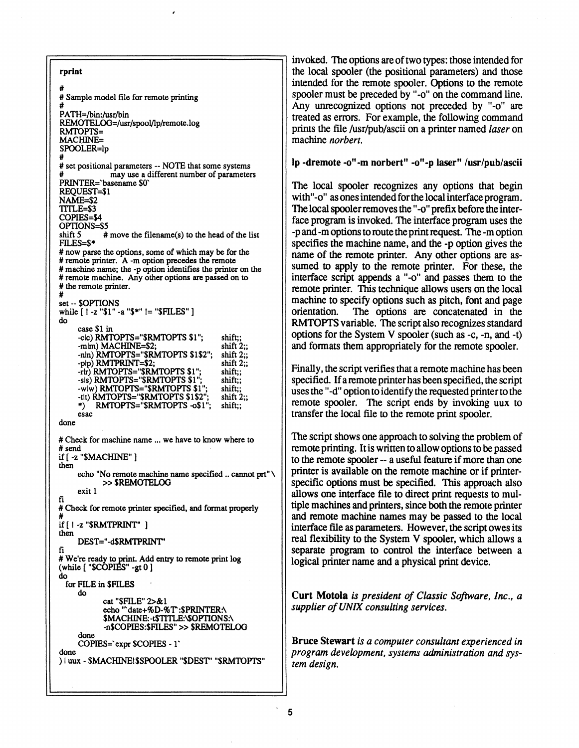**rprint**

```
#
# Sample model file for remote printing
#
PATH=/bin:/usr/bin
REMOTELOG=/usr/spool/lp/remote.log
RMTOPTS=
MACHINE=
SPOOLER=lp
#
# set positional parameters -- NOTE that some systems
#           may use a different number of parameters
PRINTER=`basename $0`
REQUEST=$1
NAME=$2
TITLE=$3
COPIES=$4
OPTIONS=$5
shift 5    # move the filename(s) to the head of the list
FILES=$*
# now parse the options, some of which may be for the
# remote printer. A -m option precedes the remote
# machine name; the -p option identifies the printer on the
# remote machine. Any other options are passed on to
# the remote printer.
#
set -- $OPTIONS
while [ ! -z "$1" -a "$*" != "$FILES" ]
do
     case $1 in
     -c|c) RMTOPTS="$RMTOPTS $1";          shift;;
     -m|m) MACHINE=$2;                     shift 2;;
     -n|n) RMTOPTS="$RMTOPTS $1$2";        shift 2;;
     -p|p) RMTPRINT=$2;                    shift 2;;
     -r|r) RMTOPTS="$RMTOPTS $1";          shift;;
     -s|s) RMTOPTS="$RMTOPTS $1";          shift;;
     -w|w) RMTOPTS="$RMTOPTS $1";          shift;;
     -t|t) RMTOPTS="$RMTOPTS $1$2";        shift 2;;
     *)    RMTOPTS="$RMTOPTS -o$1";        shift;;
     esac
done

# Check for machine name ... we have to know where to
# send
if [ -z "$MACHINE" ]
then
     echo "No remote machine name specified .. cannot prt" \
          >> $REMOTELOG
     exit 1
fi
# Check for remote printer specified, and format properly
#
if [ ! -z "$RMTPRINT" ]
then
     DEST="-d$RMTPRINT"
fi
# We're ready to print. Add entry to remote print log
(while [ "$COPIES" -gt 0 ]
do
  for FILE in $FILES
     do
          cat "$FILE" 2>&1
          echo "`date+%D-%T`:$PRINTER:\
          $MACHINE:-t$TITLE:\$OPTIONS:\
          -n$COPIES:$FILES" >> $REMOTELOG
     done
     COPIES=`expr $COPIES - 1`
done
) | uux - $MACHINE!$SPOOLER "$DEST" "$RMTOPTS"
```

invoked. The options are of two types: those intended for the local spooler (the positional parameters) and those intended for the remote spooler. Options to the remote spooler must be preceded by "-o" on the command line. Any unrecognized options not preceded by "-o" are treated as errors. For example, the following command prints the file /usr/pub/ascii on a printer named *laser* on machine *norbert*.

**lp -dremote -o"-m norbert" -o"-p laser" /usr/pub/ascii**

The local spooler recognizes any options that begin with"-o" as ones intended for the local interface program. The local spooler removes the "-o" prefix before the interface program is invoked. The interface program uses the -p and -m options to route the print request. The -m option specifies the machine name, and the -p option gives the name of the remote printer. Any other options are assumed to apply to the remote printer. For these, the interface script appends a "-o" and passes them to the remote printer. This technique allows users on the local machine to specify options such as pitch, font and page orientation. The options are concatenated in the RMTOPTS variable. The script also recognizes standard options for the System V spooler (such as -c, -n, and -t) and formats them appropriately for the remote spooler.

Finally, the script verifies that a remote machine has been specified. If a remote printer has been specified, the script uses the "-d" option to identify the requested printer to the remote spooler. The script ends by invoking uux to transfer the local file to the remote print spooler.

The script shows one approach to solving the problem of remote printing. It is written to allow options to be passed to the remote spooler -- a useful feature if more than one printer is available on the remote machine or if printer-specific options must be specified. This approach also allows one interface file to direct print requests to multiple machines and printers, since both the remote printer and remote machine names may be passed to the local interface file as parameters. However, the script owes its real flexibility to the System V spooler, which allows a separate program to control the interface between a logical printer name and a physical print device.

**Curt Motola** *is president of Classic Software, Inc., a supplier of UNIX consulting services.*

**Bruce Stewart** *is a computer consultant experienced in program development, systems administration and system design.*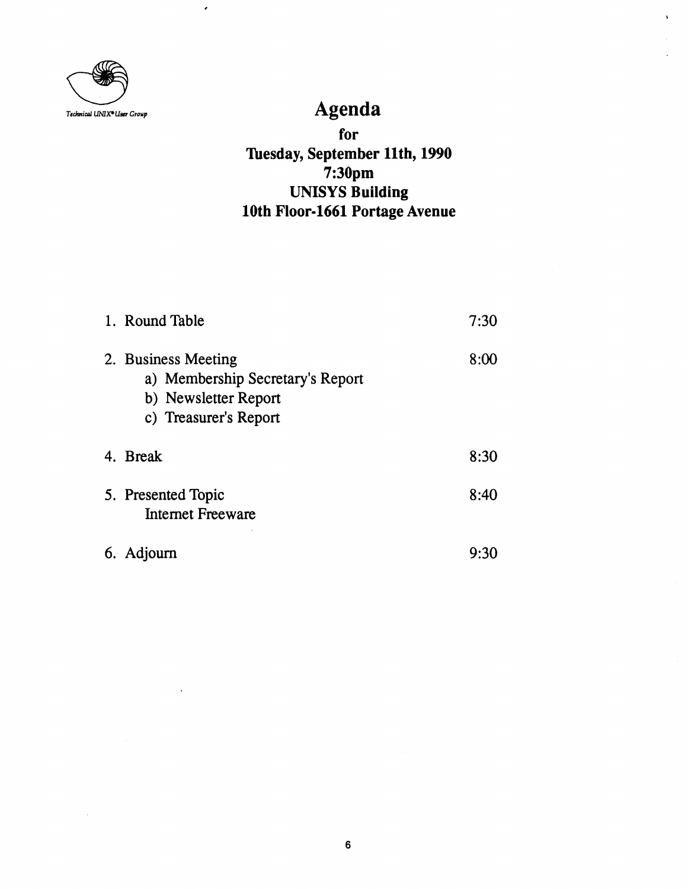Technical UNIX® User Group

# Agenda

## for
## Tuesday, September 11th, 1990
## 7:30pm
## UNISYS Building
## 10th Floor-1661 Portage Avenue

| | |
|---|---|
| 1. Round Table | 7:30 |
| 2. Business Meeting<br>a) Membership Secretary's Report<br>b) Newsletter Report<br>c) Treasurer's Report | 8:00 |
| 4. Break | 8:30 |
| 5. Presented Topic<br>Internet Freeware | 8:40 |
| 6. Adjourn | 9:30 |